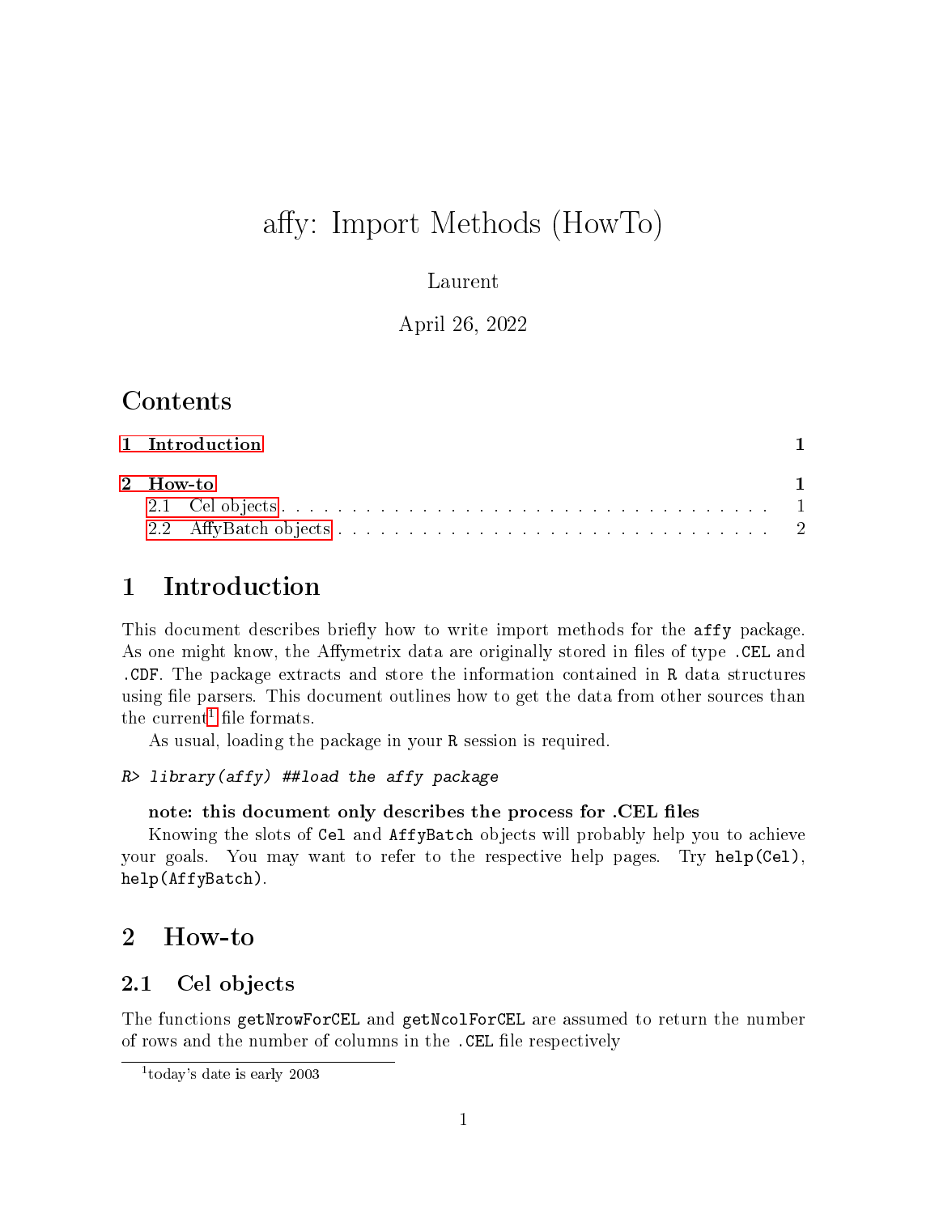# affy: Import Methods (HowTo)

Laurent

April 26, 2022

## Contents

- 1 Introduction 1
- 2 How-to 1
  - 2.1 Cel objects 1
  - 2.2 AffyBatch objects 2

## 1 Introduction

This document describes briefly how to write import methods for the `affy` package. As one might know, the Affymetrix data are originally stored in files of type `.CEL` and `.CDF`. The package extracts and store the information contained in `R` data structures using file parsers. This document outlines how to get the data from other sources than the current[1] file formats.

As usual, loading the package in your `R` session is required.

```
R> library(affy) ##load the affy package
```

**note: this document only describes the process for .CEL files**

Knowing the slots of `Cel` and `AffyBatch` objects will probably help you to achieve your goals. You may want to refer to the respective help pages. Try `help(Cel)`, `help(AffyBatch)`.

## 2 How-to

### 2.1 Cel objects

The functions `getNrowForCEL` and `getNcolForCEL` are assumed to return the number of rows and the number of columns in the `.CEL` file respectively

[1] today's date is early 2003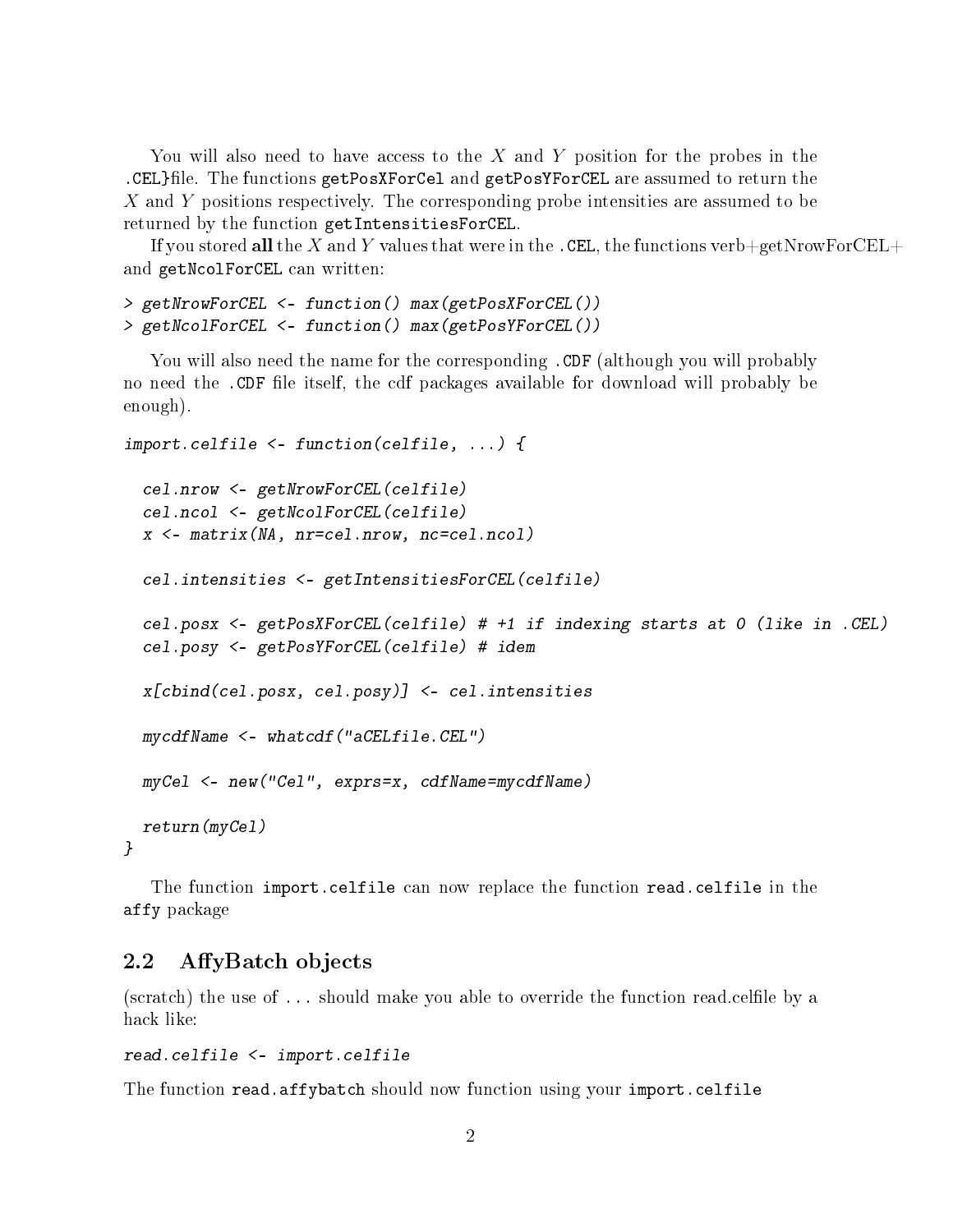You will also need to have access to the $X$ and $Y$ position for the probes in the .CEL}file. The functions `getPosXForCel` and `getPosYForCEL` are assumed to return the $X$ and $Y$ positions respectively. The corresponding probe intensities are assumed to be returned by the function `getIntensitiesForCEL`.

If you stored **all** the $X$ and $Y$ values that were in the `.CEL`, the functions verb+getNrowForCEL+ and `getNcolForCEL` can written:

```
> getNrowForCEL <- function() max(getPosXForCEL())
> getNcolForCEL <- function() max(getPosYForCEL())
```

You will also need the name for the corresponding `.CDF` (although you will probably no need the `.CDF` file itself, the cdf packages available for download will probably be enough).

```
import.celfile <- function(celfile, ...) {

  cel.nrow <- getNrowForCEL(celfile)
  cel.ncol <- getNcolForCEL(celfile)
  x <- matrix(NA, nr=cel.nrow, nc=cel.ncol)

  cel.intensities <- getIntensitiesForCEL(celfile)

  cel.posx <- getPosXForCEL(celfile) # +1 if indexing starts at 0 (like in .CEL)
  cel.posy <- getPosYForCEL(celfile) # idem

  x[cbind(cel.posx, cel.posy)] <- cel.intensities

  mycdfName <- whatcdf("aCELfile.CEL")

  myCel <- new("Cel", exprs=x, cdfName=mycdfName)

  return(myCel)
}
```

The function `import.celfile` can now replace the function `read.celfile` in the `affy` package

## 2.2 AffyBatch objects

(scratch) the use of ... should make you able to override the function read.celfile by a hack like:

```
read.celfile <- import.celfile
```

The function `read.affybatch` should now function using your `import.celfile`